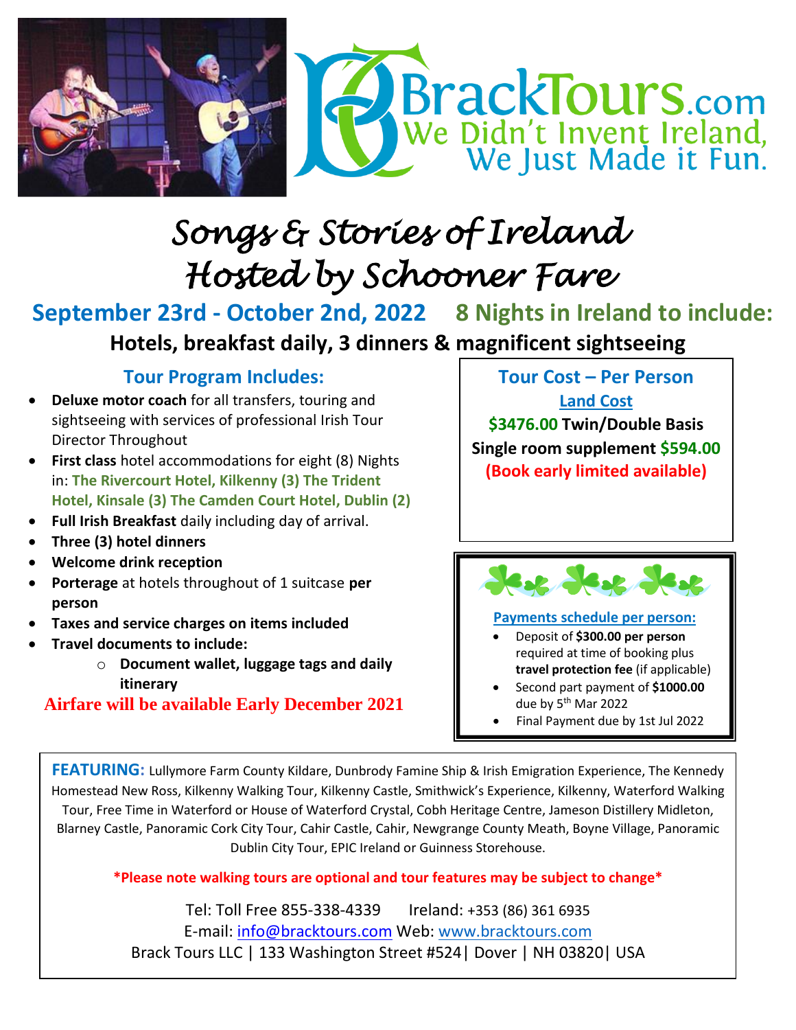BrackTours.com
We Didn't Invent Ireland, We Just Made it Fun.

# Songs & Stories of Ireland
# Hosted by Schooner Fare

## September 23rd - October 2nd, 2022    8 Nights in Ireland to include:

### Hotels, breakfast daily, 3 dinners & magnificent sightseeing

### Tour Program Includes:

- **Deluxe motor coach** for all transfers, touring and sightseeing with services of professional Irish Tour Director Throughout
- **First class** hotel accommodations for eight (8) Nights in: **The Rivercourt Hotel, Kilkenny (3) The Trident Hotel, Kinsale (3) The Camden Court Hotel, Dublin (2)**
- **Full Irish Breakfast** daily including day of arrival.
- **Three (3) hotel dinners**
- **Welcome drink reception**
- **Porterage** at hotels throughout of 1 suitcase **per person**
- **Taxes and service charges on items included**
- **Travel documents to include:**
  - **Document wallet, luggage tags and daily itinerary**

**Airfare will be available Early December 2021**

### Tour Cost – Per Person

**Land Cost**

**$3476.00 Twin/Double Basis**

**Single room supplement $594.00**

**(Book early limited available)**

**Payments schedule per person:**

- Deposit of **$300.00 per person** required at time of booking plus **travel protection fee** (if applicable)
- Second part payment of **$1000.00** due by 5th Mar 2022
- Final Payment due by 1st Jul 2022

**FEATURING:** Lullymore Farm County Kildare, Dunbrody Famine Ship & Irish Emigration Experience, The Kennedy Homestead New Ross, Kilkenny Walking Tour, Kilkenny Castle, Smithwick's Experience, Kilkenny, Waterford Walking Tour, Free Time in Waterford or House of Waterford Crystal, Cobh Heritage Centre, Jameson Distillery Midleton, Blarney Castle, Panoramic Cork City Tour, Cahir Castle, Cahir, Newgrange County Meath, Boyne Village, Panoramic Dublin City Tour, EPIC Ireland or Guinness Storehouse.

**\*Please note walking tours are optional and tour features may be subject to change\***

Tel: Toll Free 855-338-4339    Ireland: +353 (86) 361 6935
E-mail: info@bracktours.com Web: www.bracktours.com
Brack Tours LLC | 133 Washington Street #524| Dover | NH 03820| USA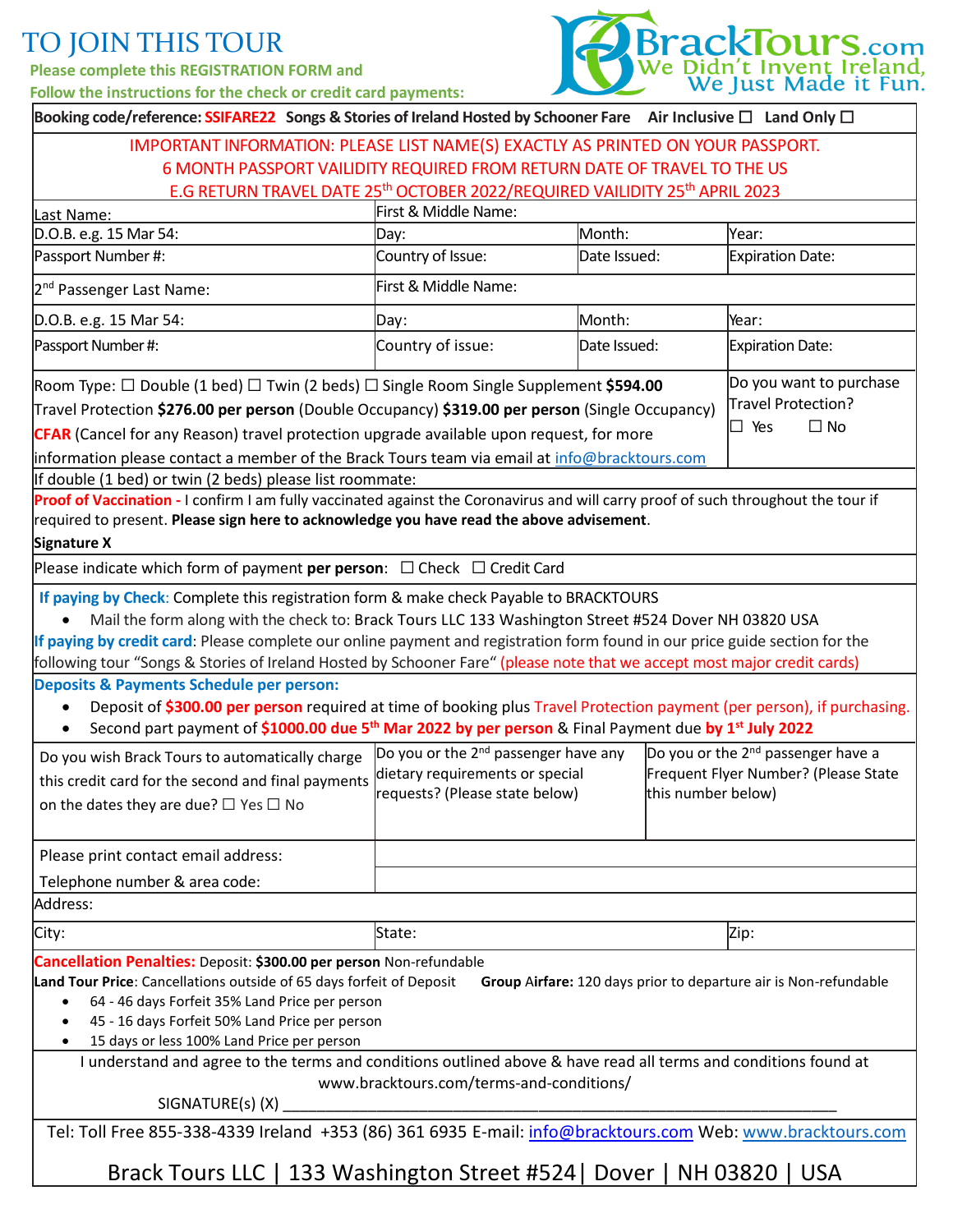# TO JOIN THIS TOUR

**Please complete this REGISTRATION FORM and**
**Follow the instructions for the check or credit card payments:**

BrackTours.com
We Didn't Invent Ireland, We Just Made it Fun.

**Booking code/reference: SSIFARE22** **Songs & Stories of Ireland Hosted by Schooner Fare** **Air Inclusive ☐ Land Only ☐**

IMPORTANT INFORMATION: PLEASE LIST NAME(S) EXACTLY AS PRINTED ON YOUR PASSPORT.
6 MONTH PASSPORT VAILIDITY REQUIRED FROM RETURN DATE OF TRAVEL TO THE US
E.G RETURN TRAVEL DATE 25th OCTOBER 2022/REQUIRED VAILIDITY 25th APRIL 2023

| | | | |
|---|---|---|---|
| Last Name: | First & Middle Name: | | |
| D.O.B. e.g. 15 Mar 54: | Day: | Month: | Year: |
| Passport Number #: | Country of Issue: | Date Issued: | Expiration Date: |
| 2nd Passenger Last Name: | First & Middle Name: | | |
| D.O.B. e.g. 15 Mar 54: | Day: | Month: | Year: |
| Passport Number #: | Country of issue: | Date Issued: | Expiration Date: |

Room Type: ☐ Double (1 bed) ☐ Twin (2 beds) ☐ Single Room Single Supplement **$594.00**
Travel Protection **$276.00 per person** (Double Occupancy) **$319.00 per person** (Single Occupancy)
**CFAR** (Cancel for any Reason) travel protection upgrade available upon request, for more information please contact a member of the Brack Tours team via email at info@bracktours.com

Do you want to purchase Travel Protection? ☐ Yes ☐ No

If double (1 bed) or twin (2 beds) please list roommate:

**Proof of Vaccination -** I confirm I am fully vaccinated against the Coronavirus and will carry proof of such throughout the tour if required to present. **Please sign here to acknowledge you have read the above advisement**.

**Signature X**

Please indicate which form of payment **per person**: ☐ Check ☐ Credit Card

**If paying by Check**: Complete this registration form & make check Payable to BRACKTOURS

- Mail the form along with the check to: Brack Tours LLC 133 Washington Street #524 Dover NH 03820 USA

**If paying by credit card**: Please complete our online payment and registration form found in our price guide section for the following tour "Songs & Stories of Ireland Hosted by Schooner Fare" (please note that we accept most major credit cards)

**Deposits & Payments Schedule per person:**

- Deposit of **$300.00 per person** required at time of booking plus Travel Protection payment (per person), if purchasing.
- Second part payment of **$1000.00 due 5th Mar 2022 by per person** & Final Payment due **by 1st July 2022**

| | | |
|---|---|---|
| Do you wish Brack Tours to automatically charge this credit card for the second and final payments on the dates they are due? ☐ Yes ☐ No | Do you or the 2nd passenger have any dietary requirements or special requests? (Please state below) | Do you or the 2nd passenger have a Frequent Flyer Number? (Please State this number below) |

| | |
|---|---|
| Please print contact email address: | |
| Telephone number & area code: | |

Address:

| | | |
|---|---|---|
| City: | State: | Zip: |

**Cancellation Penalties:** Deposit: **$300.00 per person** Non-refundable

**Land Tour Price**: Cancellations outside of 65 days forfeit of Deposit **Group Airfare:** 120 days prior to departure air is Non-refundable

- 64 - 46 days Forfeit 35% Land Price per person
- 45 - 16 days Forfeit 50% Land Price per person
- 15 days or less 100% Land Price per person

I understand and agree to the terms and conditions outlined above & have read all terms and conditions found at www.bracktours.com/terms-and-conditions/

SIGNATURE(s) (X) ________________________________________________

Tel: Toll Free 855-338-4339 Ireland +353 (86) 361 6935 E-mail: info@bracktours.com Web: www.bracktours.com

Brack Tours LLC | 133 Washington Street #524| Dover | NH 03820 | USA